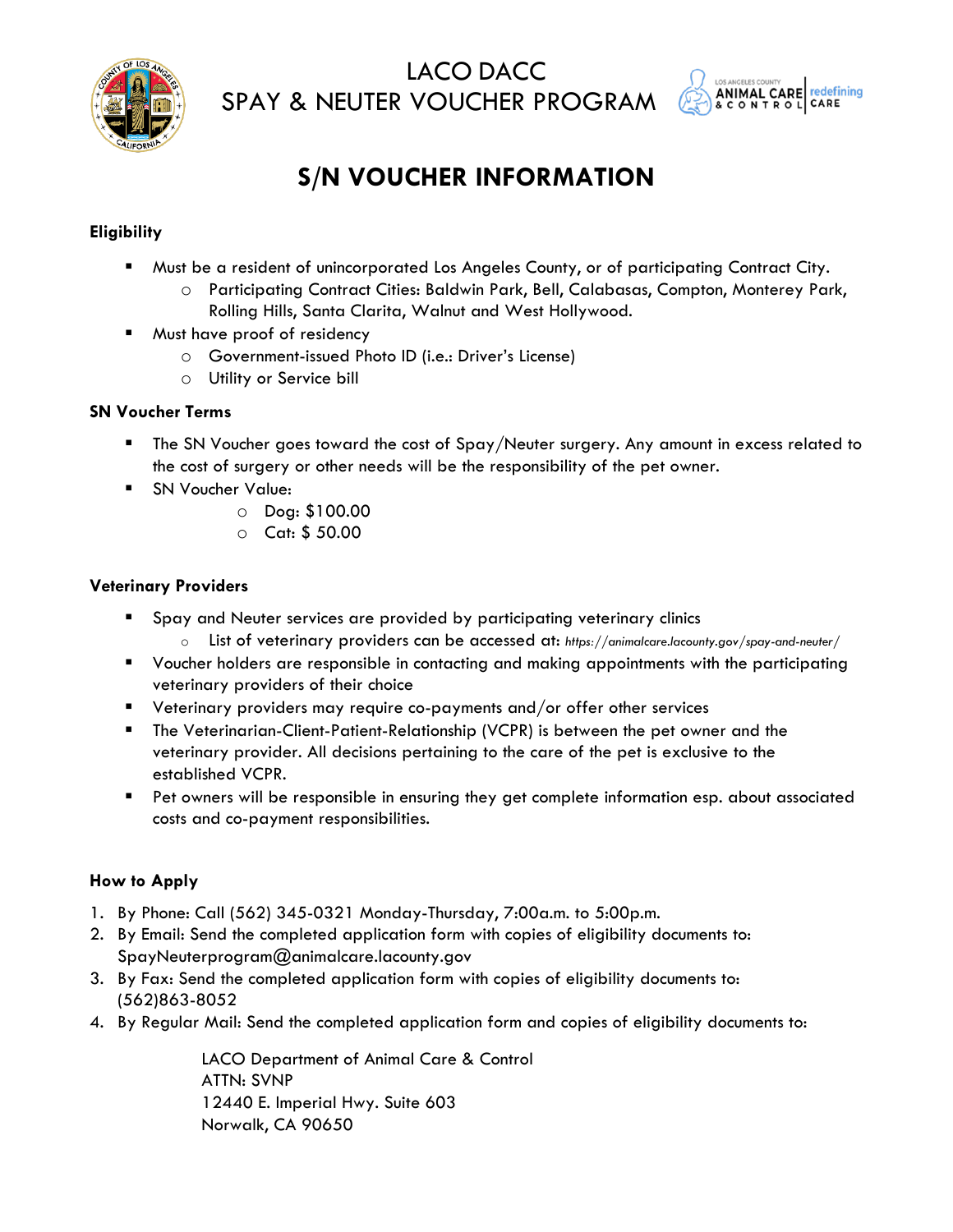# LACO DACC
# SPAY & NEUTER VOUCHER PROGRAM

## S/N VOUCHER INFORMATION

**Eligibility**

- Must be a resident of unincorporated Los Angeles County, or of participating Contract City.
  - Participating Contract Cities: Baldwin Park, Bell, Calabasas, Compton, Monterey Park, Rolling Hills, Santa Clarita, Walnut and West Hollywood.
- Must have proof of residency
  - Government-issued Photo ID (i.e.: Driver's License)
  - Utility or Service bill

**SN Voucher Terms**

- The SN Voucher goes toward the cost of Spay/Neuter surgery. Any amount in excess related to the cost of surgery or other needs will be the responsibility of the pet owner.
- SN Voucher Value:
  - Dog: $100.00
  - Cat: $ 50.00

**Veterinary Providers**

- Spay and Neuter services are provided by participating veterinary clinics
  - List of veterinary providers can be accessed at: *https://animalcare.lacounty.gov/spay-and-neuter/*
- Voucher holders are responsible in contacting and making appointments with the participating veterinary providers of their choice
- Veterinary providers may require co-payments and/or offer other services
- The Veterinarian-Client-Patient-Relationship (VCPR) is between the pet owner and the veterinary provider. All decisions pertaining to the care of the pet is exclusive to the established VCPR.
- Pet owners will be responsible in ensuring they get complete information esp. about associated costs and co-payment responsibilities.

**How to Apply**

1. By Phone: Call (562) 345-0321 Monday-Thursday, 7:00a.m. to 5:00p.m.
2. By Email: Send the completed application form with copies of eligibility documents to: SpayNeuterprogram@animalcare.lacounty.gov
3. By Fax: Send the completed application form with copies of eligibility documents to: (562)863-8052
4. By Regular Mail: Send the completed application form and copies of eligibility documents to:

   LACO Department of Animal Care & Control  
   ATTN: SVNP  
   12440 E. Imperial Hwy. Suite 603  
   Norwalk, CA 90650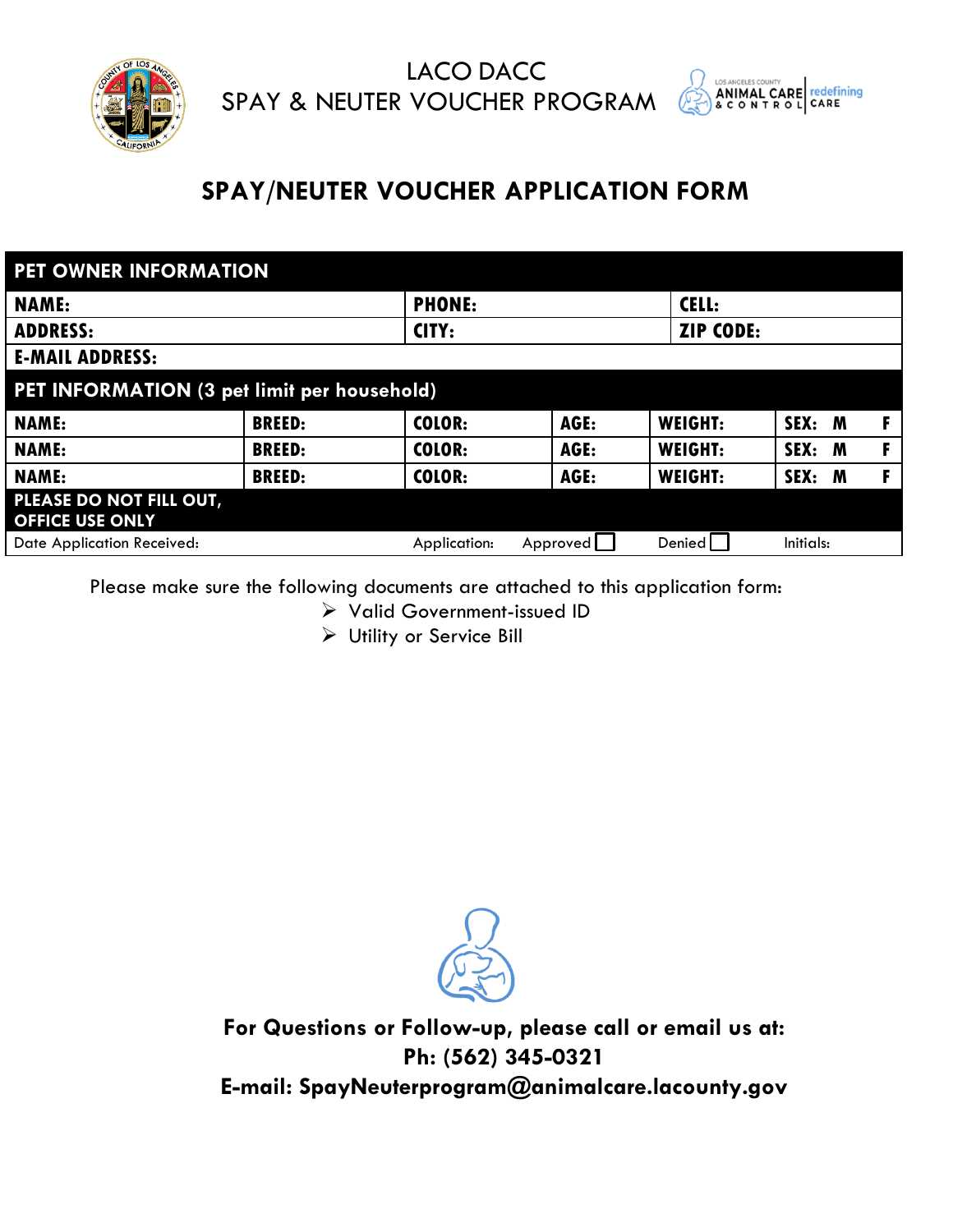LACO DACC

SPAY & NEUTER VOUCHER PROGRAM

# SPAY/NEUTER VOUCHER APPLICATION FORM

| **PET OWNER INFORMATION** | | |
|---|---|---|
| **NAME:** | **PHONE:** | **CELL:** |
| **ADDRESS:** | **CITY:** | **ZIP CODE:** |
| **E-MAIL ADDRESS:** | | |

| **PET INFORMATION (3 pet limit per household)** | | | | | |
|---|---|---|---|---|---|
| **NAME:** | **BREED:** | **COLOR:** | **AGE:** | **WEIGHT:** | **SEX: M F** |
| **NAME:** | **BREED:** | **COLOR:** | **AGE:** | **WEIGHT:** | **SEX: M F** |
| **NAME:** | **BREED:** | **COLOR:** | **AGE:** | **WEIGHT:** | **SEX: M F** |

| **PLEASE DO NOT FILL OUT, OFFICE USE ONLY** | | | | |
|---|---|---|---|---|
| Date Application Received: | Application: | Approved ☐ | Denied ☐ | Initials: |

Please make sure the following documents are attached to this application form:

- Valid Government-issued ID
- Utility or Service Bill

**For Questions or Follow-up, please call or email us at:**
**Ph: (562) 345-0321**
**E-mail: SpayNeuterprogram@animalcare.lacounty.gov**